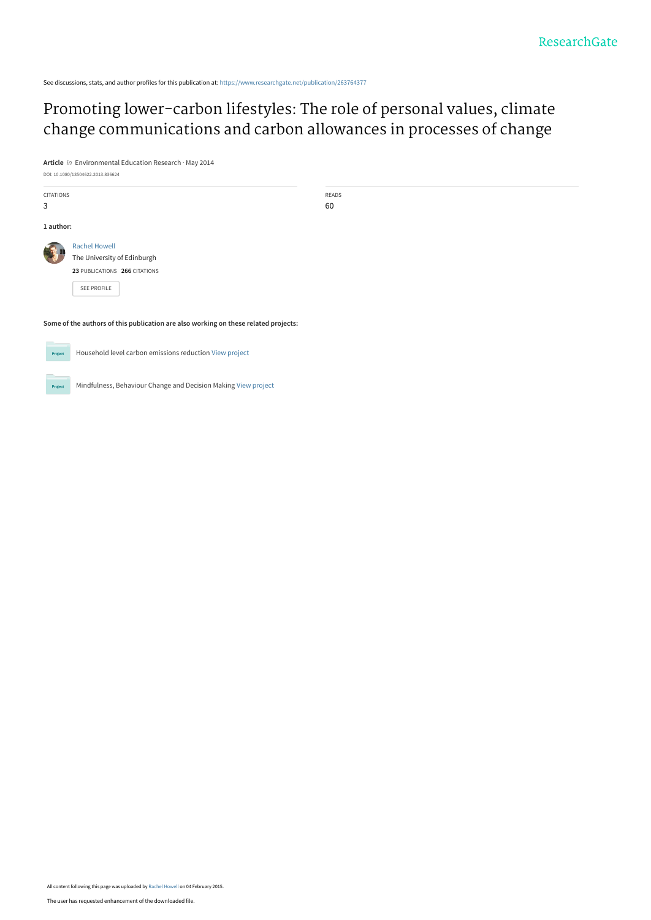See discussions, stats, and author profiles for this publication at: https://www.researchgate.net/publication/263764377

# Promoting lower-carbon lifestyles: The role of personal values, climate change communications and carbon allowances in processes of change

**Article** *in* Environmental Education Research · May 2014

DOI: 10.1080/13504622.2013.836624

| CITATIONS | READS |
|---|---|
| 3 | 60 |

**1 author:**

Rachel Howell
The University of Edinburgh
**23** PUBLICATIONS **266** CITATIONS

SEE PROFILE

**Some of the authors of this publication are also working on these related projects:**

Project: Household level carbon emissions reduction View project

Project: Mindfulness, Behaviour Change and Decision Making View project

All content following this page was uploaded by Rachel Howell on 04 February 2015.

The user has requested enhancement of the downloaded file.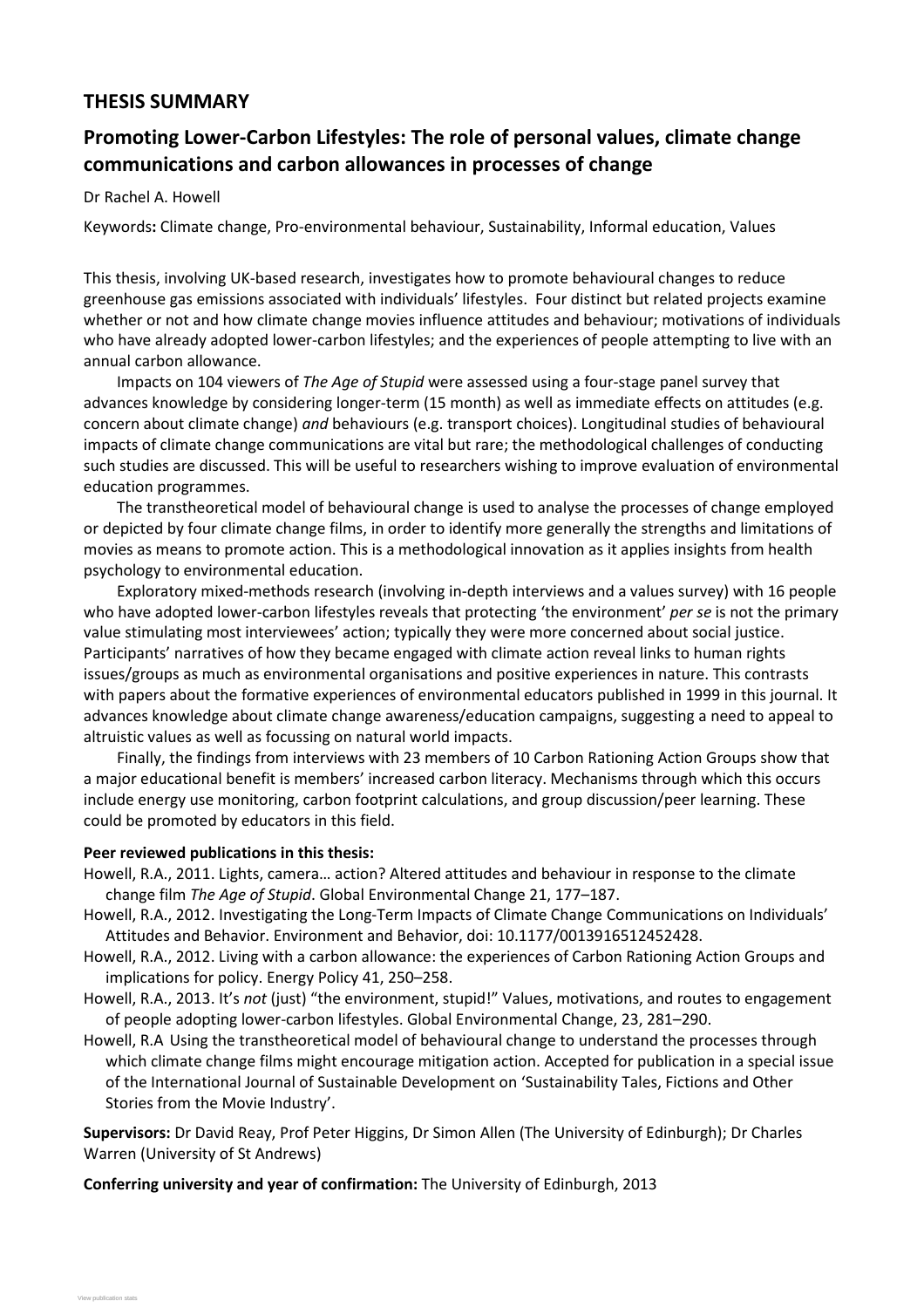## THESIS SUMMARY

## Promoting Lower-Carbon Lifestyles: The role of personal values, climate change communications and carbon allowances in processes of change

Dr Rachel A. Howell

**Keywords:** Climate change, Pro-environmental behaviour, Sustainability, Informal education, Values

This thesis, involving UK-based research, investigates how to promote behavioural changes to reduce greenhouse gas emissions associated with individuals' lifestyles. Four distinct but related projects examine whether or not and how climate change movies influence attitudes and behaviour; motivations of individuals who have already adopted lower-carbon lifestyles; and the experiences of people attempting to live with an annual carbon allowance.

Impacts on 104 viewers of *The Age of Stupid* were assessed using a four-stage panel survey that advances knowledge by considering longer-term (15 month) as well as immediate effects on attitudes (e.g. concern about climate change) *and* behaviours (e.g. transport choices). Longitudinal studies of behavioural impacts of climate change communications are vital but rare; the methodological challenges of conducting such studies are discussed. This will be useful to researchers wishing to improve evaluation of environmental education programmes.

The transtheoretical model of behavioural change is used to analyse the processes of change employed or depicted by four climate change films, in order to identify more generally the strengths and limitations of movies as means to promote action. This is a methodological innovation as it applies insights from health psychology to environmental education.

Exploratory mixed-methods research (involving in-depth interviews and a values survey) with 16 people who have adopted lower-carbon lifestyles reveals that protecting 'the environment' *per se* is not the primary value stimulating most interviewees' action; typically they were more concerned about social justice. Participants' narratives of how they became engaged with climate action reveal links to human rights issues/groups as much as environmental organisations and positive experiences in nature. This contrasts with papers about the formative experiences of environmental educators published in 1999 in this journal. It advances knowledge about climate change awareness/education campaigns, suggesting a need to appeal to altruistic values as well as focussing on natural world impacts.

Finally, the findings from interviews with 23 members of 10 Carbon Rationing Action Groups show that a major educational benefit is members' increased carbon literacy. Mechanisms through which this occurs include energy use monitoring, carbon footprint calculations, and group discussion/peer learning. These could be promoted by educators in this field.

**Peer reviewed publications in this thesis:**

Howell, R.A., 2011. Lights, camera… action? Altered attitudes and behaviour in response to the climate change film *The Age of Stupid*. Global Environmental Change 21, 177–187.

Howell, R.A., 2012. Investigating the Long-Term Impacts of Climate Change Communications on Individuals' Attitudes and Behavior. Environment and Behavior, doi: 10.1177/0013916512452428.

Howell, R.A., 2012. Living with a carbon allowance: the experiences of Carbon Rationing Action Groups and implications for policy. Energy Policy 41, 250–258.

Howell, R.A., 2013. It's *not* (just) "the environment, stupid!" Values, motivations, and routes to engagement of people adopting lower-carbon lifestyles. Global Environmental Change, 23, 281–290.

Howell, R.A Using the transtheoretical model of behavioural change to understand the processes through which climate change films might encourage mitigation action. Accepted for publication in a special issue of the International Journal of Sustainable Development on 'Sustainability Tales, Fictions and Other Stories from the Movie Industry'.

**Supervisors:** Dr David Reay, Prof Peter Higgins, Dr Simon Allen (The University of Edinburgh); Dr Charles Warren (University of St Andrews)

**Conferring university and year of confirmation:** The University of Edinburgh, 2013